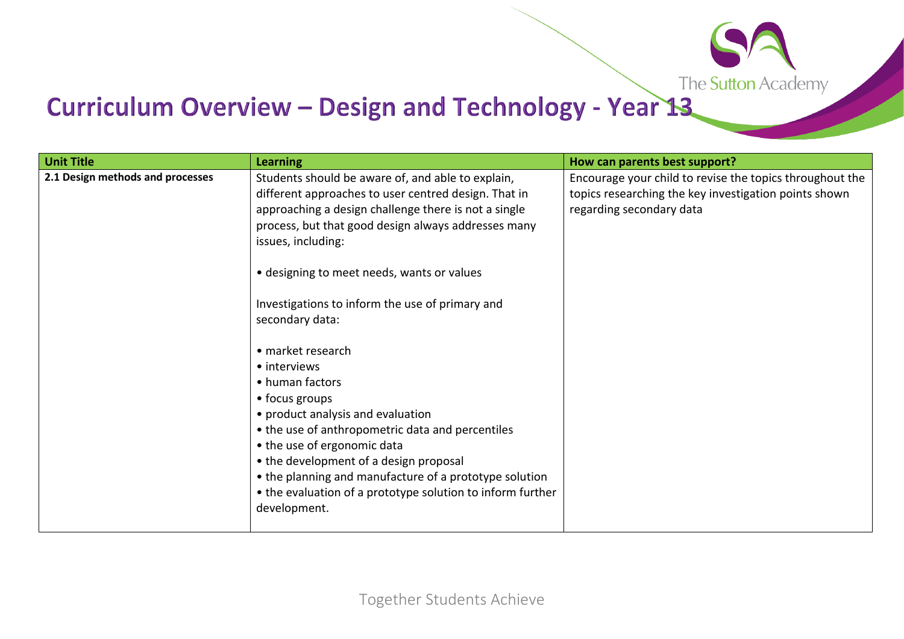# Curriculum Overview – Design and Technology - Year 13

| Unit Title | Learning | How can parents best support? |
|---|---|---|
| **2.1 Design methods and processes** | Students should be aware of, and able to explain, different approaches to user centred design. That in approaching a design challenge there is not a single process, but that good design always addresses many issues, including:<br><br>• designing to meet needs, wants or values<br><br>Investigations to inform the use of primary and secondary data:<br><br>• market research<br>• interviews<br>• human factors<br>• focus groups<br>• product analysis and evaluation<br>• the use of anthropometric data and percentiles<br>• the use of ergonomic data<br>• the development of a design proposal<br>• the planning and manufacture of a prototype solution<br>• the evaluation of a prototype solution to inform further development. | Encourage your child to revise the topics throughout the topics researching the key investigation points shown regarding secondary data |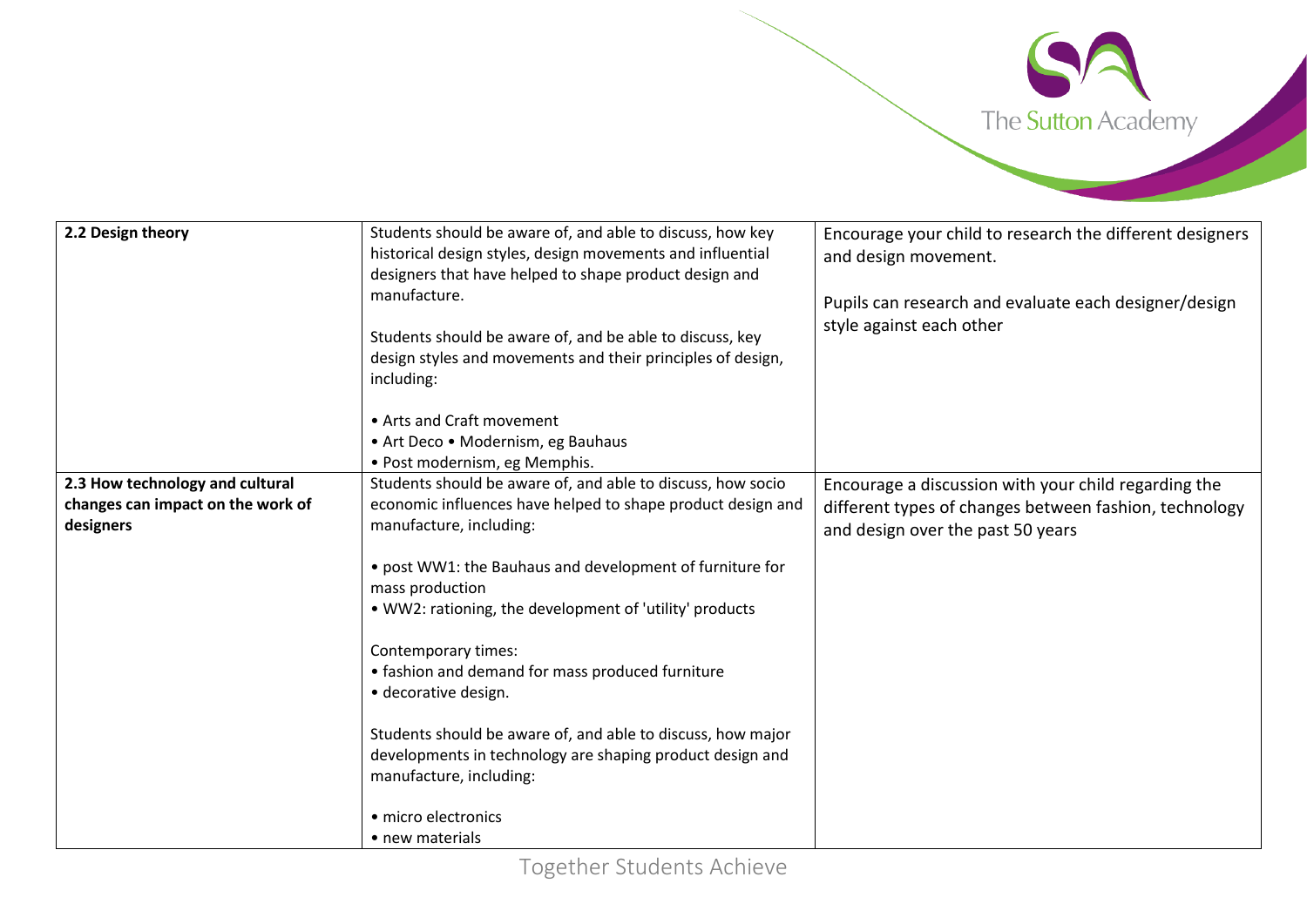| | | |
|---|---|---|
| **2.2 Design theory** | Students should be aware of, and able to discuss, how key historical design styles, design movements and influential designers that have helped to shape product design and manufacture.<br><br>Students should be aware of, and be able to discuss, key design styles and movements and their principles of design, including:<br><br>• Arts and Craft movement<br>• Art Deco • Modernism, eg Bauhaus<br>• Post modernism, eg Memphis. | Encourage your child to research the different designers and design movement.<br><br>Pupils can research and evaluate each designer/design style against each other |
| **2.3 How technology and cultural changes can impact on the work of designers** | Students should be aware of, and able to discuss, how socio economic influences have helped to shape product design and manufacture, including:<br><br>• post WW1: the Bauhaus and development of furniture for mass production<br>• WW2: rationing, the development of 'utility' products<br><br>Contemporary times:<br>• fashion and demand for mass produced furniture<br>• decorative design.<br><br>Students should be aware of, and able to discuss, how major developments in technology are shaping product design and manufacture, including:<br><br>• micro electronics<br>• new materials | Encourage a discussion with your child regarding the different types of changes between fashion, technology and design over the past 50 years |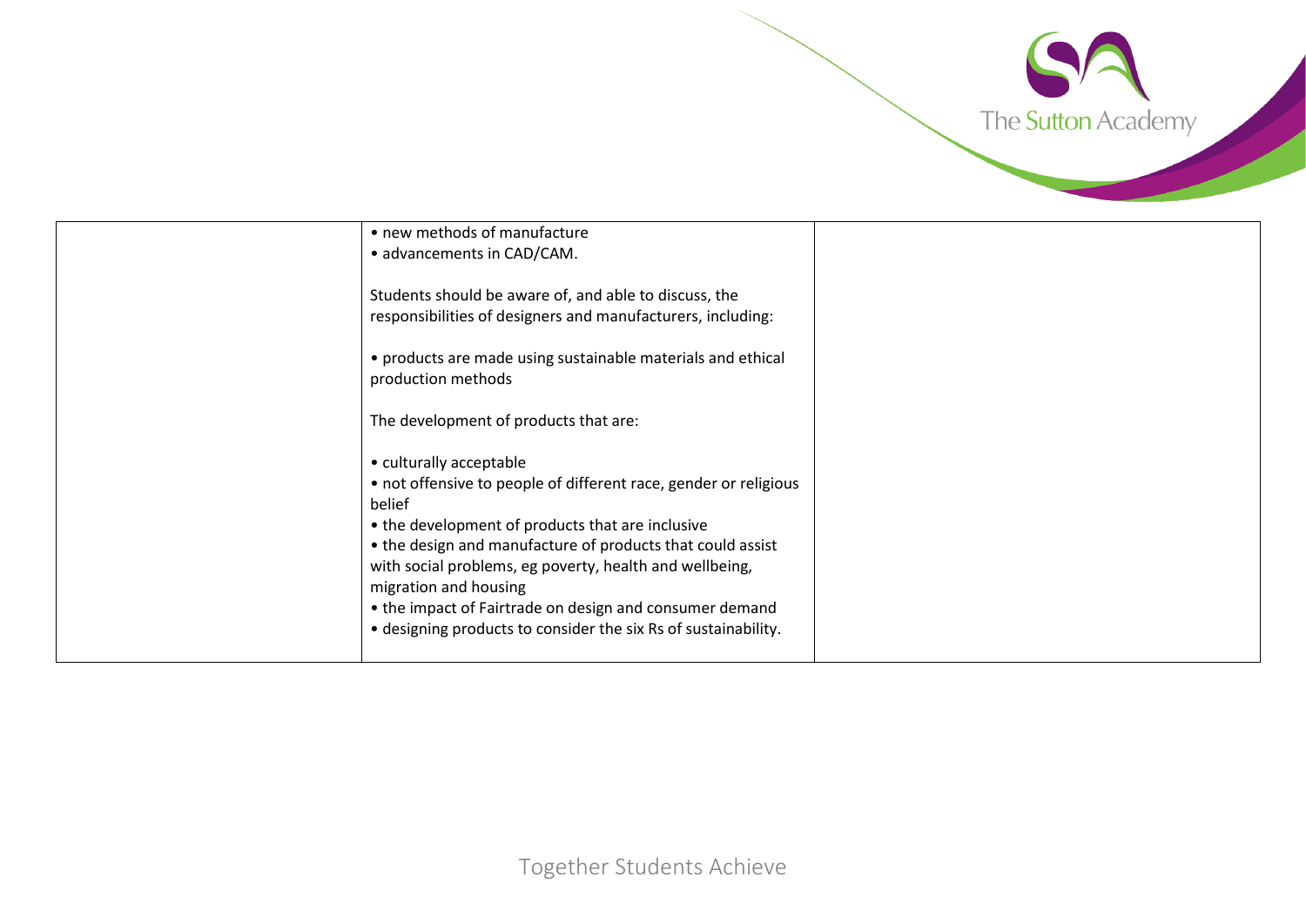| | | |
|---|---|---|
| | • new methods of manufacture<br>• advancements in CAD/CAM.<br><br>Students should be aware of, and able to discuss, the responsibilities of designers and manufacturers, including:<br><br>• products are made using sustainable materials and ethical production methods<br><br>The development of products that are:<br><br>• culturally acceptable<br>• not offensive to people of different race, gender or religious belief<br>• the development of products that are inclusive<br>• the design and manufacture of products that could assist with social problems, eg poverty, health and wellbeing, migration and housing<br>• the impact of Fairtrade on design and consumer demand<br>• designing products to consider the six Rs of sustainability. | |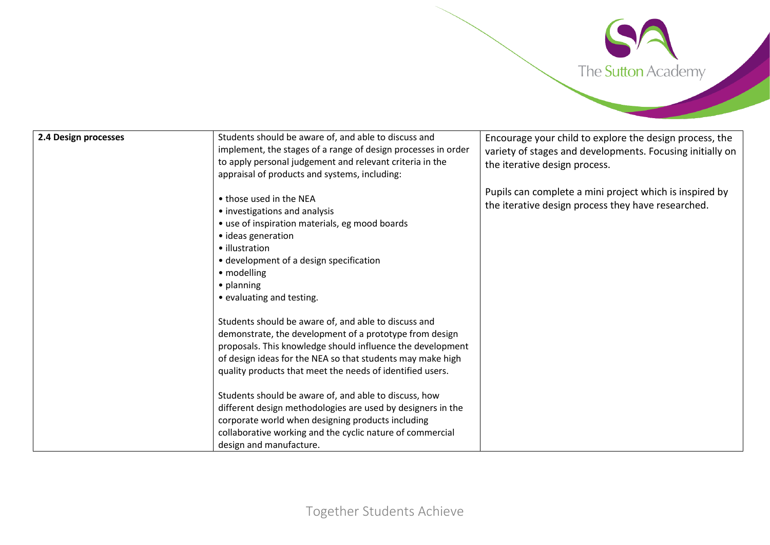| **2.4 Design processes** | Students should be aware of, and able to discuss and implement, the stages of a range of design processes in order to apply personal judgement and relevant criteria in the appraisal of products and systems, including:<br><br>• those used in the NEA<br>• investigations and analysis<br>• use of inspiration materials, eg mood boards<br>• ideas generation<br>• illustration<br>• development of a design specification<br>• modelling<br>• planning<br>• evaluating and testing.<br><br>Students should be aware of, and able to discuss and demonstrate, the development of a prototype from design proposals. This knowledge should influence the development of design ideas for the NEA so that students may make high quality products that meet the needs of identified users.<br><br>Students should be aware of, and able to discuss, how different design methodologies are used by designers in the corporate world when designing products including collaborative working and the cyclic nature of commercial design and manufacture. | Encourage your child to explore the design process, the variety of stages and developments. Focusing initially on the iterative design process.<br><br>Pupils can complete a mini project which is inspired by the iterative design process they have researched. |
|---|---|---|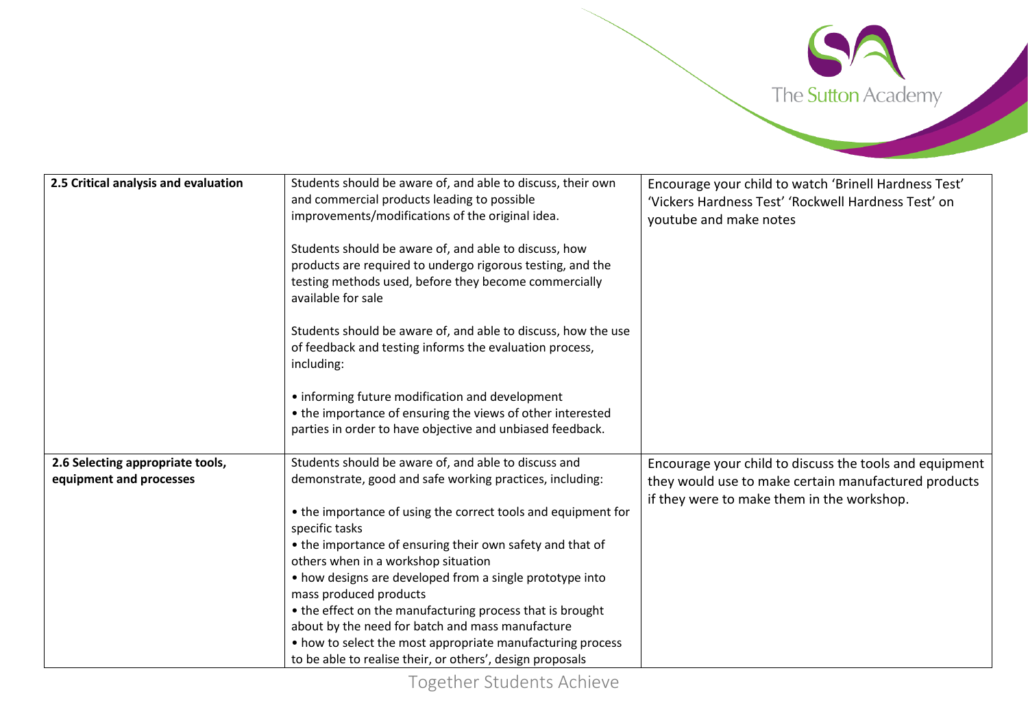| | | |
|---|---|---|
| **2.5 Critical analysis and evaluation** | Students should be aware of, and able to discuss, their own and commercial products leading to possible improvements/modifications of the original idea.<br><br>Students should be aware of, and able to discuss, how products are required to undergo rigorous testing, and the testing methods used, before they become commercially available for sale<br><br>Students should be aware of, and able to discuss, how the use of feedback and testing informs the evaluation process, including:<br><br>• informing future modification and development<br>• the importance of ensuring the views of other interested parties in order to have objective and unbiased feedback. | Encourage your child to watch 'Brinell Hardness Test' 'Vickers Hardness Test' 'Rockwell Hardness Test' on youtube and make notes |
| **2.6 Selecting appropriate tools, equipment and processes** | Students should be aware of, and able to discuss and demonstrate, good and safe working practices, including:<br><br>• the importance of using the correct tools and equipment for specific tasks<br>• the importance of ensuring their own safety and that of others when in a workshop situation<br>• how designs are developed from a single prototype into mass produced products<br>• the effect on the manufacturing process that is brought about by the need for batch and mass manufacture<br>• how to select the most appropriate manufacturing process to be able to realise their, or others', design proposals | Encourage your child to discuss the tools and equipment they would use to make certain manufactured products if they were to make them in the workshop. |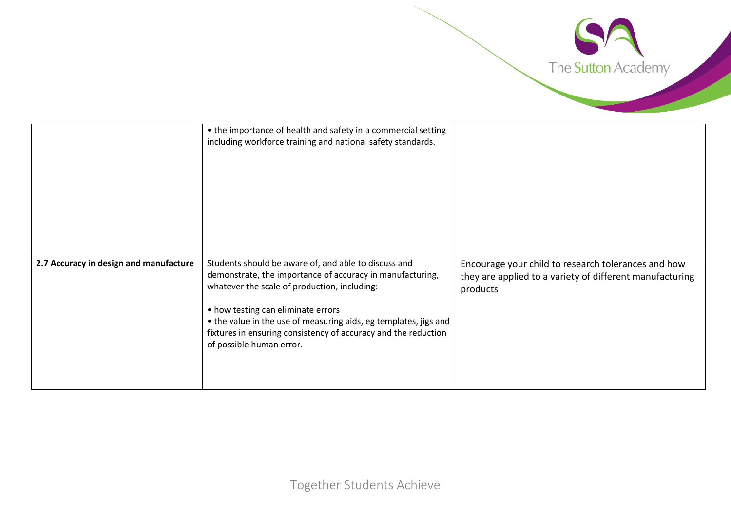| | | |
|---|---|---|
| | • the importance of health and safety in a commercial setting including workforce training and national safety standards. | |
| **2.7 Accuracy in design and manufacture** | Students should be aware of, and able to discuss and demonstrate, the importance of accuracy in manufacturing, whatever the scale of production, including:<br><br>• how testing can eliminate errors<br>• the value in the use of measuring aids, eg templates, jigs and fixtures in ensuring consistency of accuracy and the reduction of possible human error. | Encourage your child to research tolerances and how they are applied to a variety of different manufacturing products |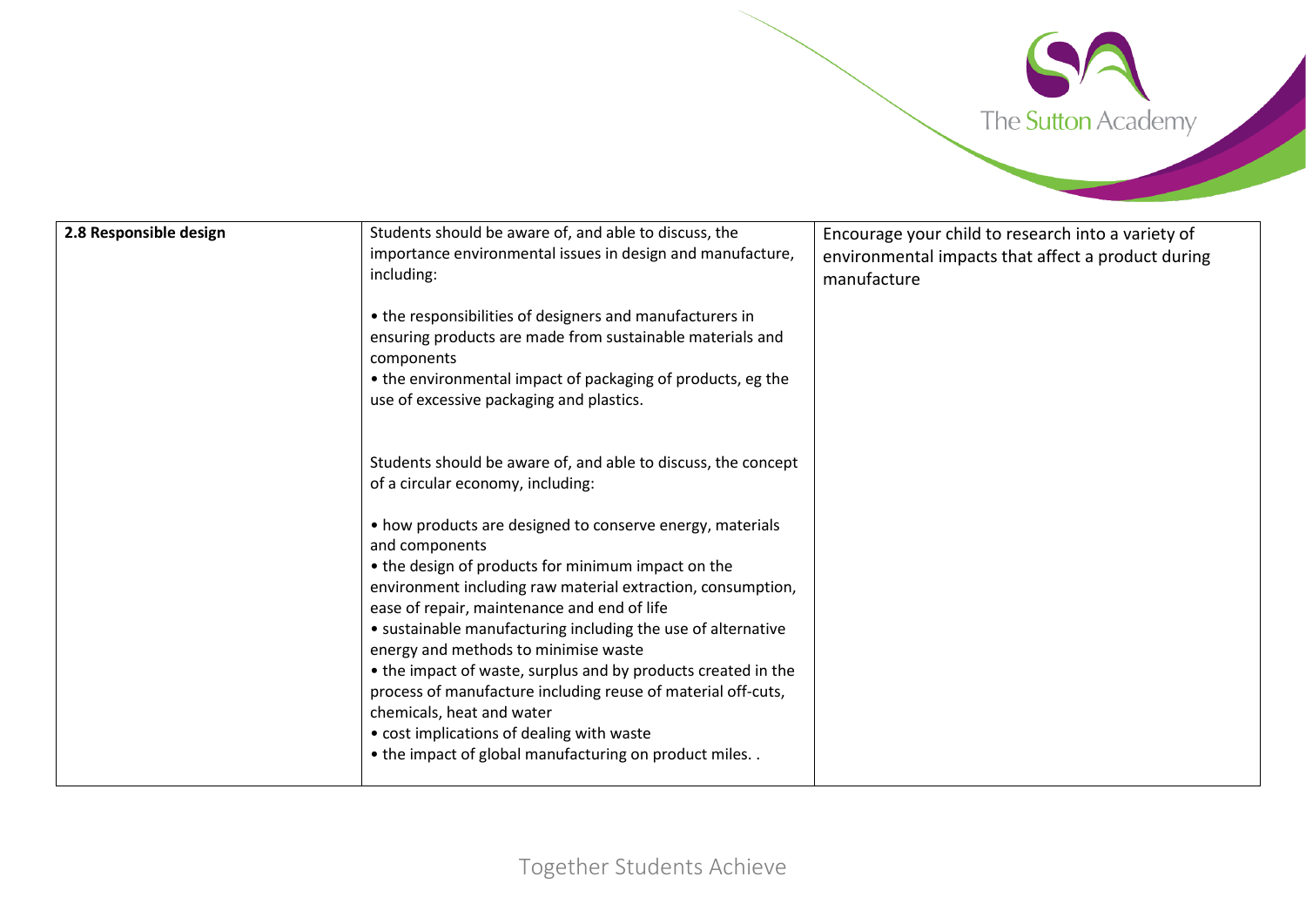| 2.8 Responsible design | Students should be aware of, and able to discuss, the importance environmental issues in design and manufacture, including:<br><br>• the responsibilities of designers and manufacturers in ensuring products are made from sustainable materials and components<br>• the environmental impact of packaging of products, eg the use of excessive packaging and plastics.<br><br>Students should be aware of, and able to discuss, the concept of a circular economy, including:<br><br>• how products are designed to conserve energy, materials and components<br>• the design of products for minimum impact on the environment including raw material extraction, consumption, ease of repair, maintenance and end of life<br>• sustainable manufacturing including the use of alternative energy and methods to minimise waste<br>• the impact of waste, surplus and by products created in the process of manufacture including reuse of material off-cuts, chemicals, heat and water<br>• cost implications of dealing with waste<br>• the impact of global manufacturing on product miles. . | Encourage your child to research into a variety of environmental impacts that affect a product during manufacture |
|---|---|---|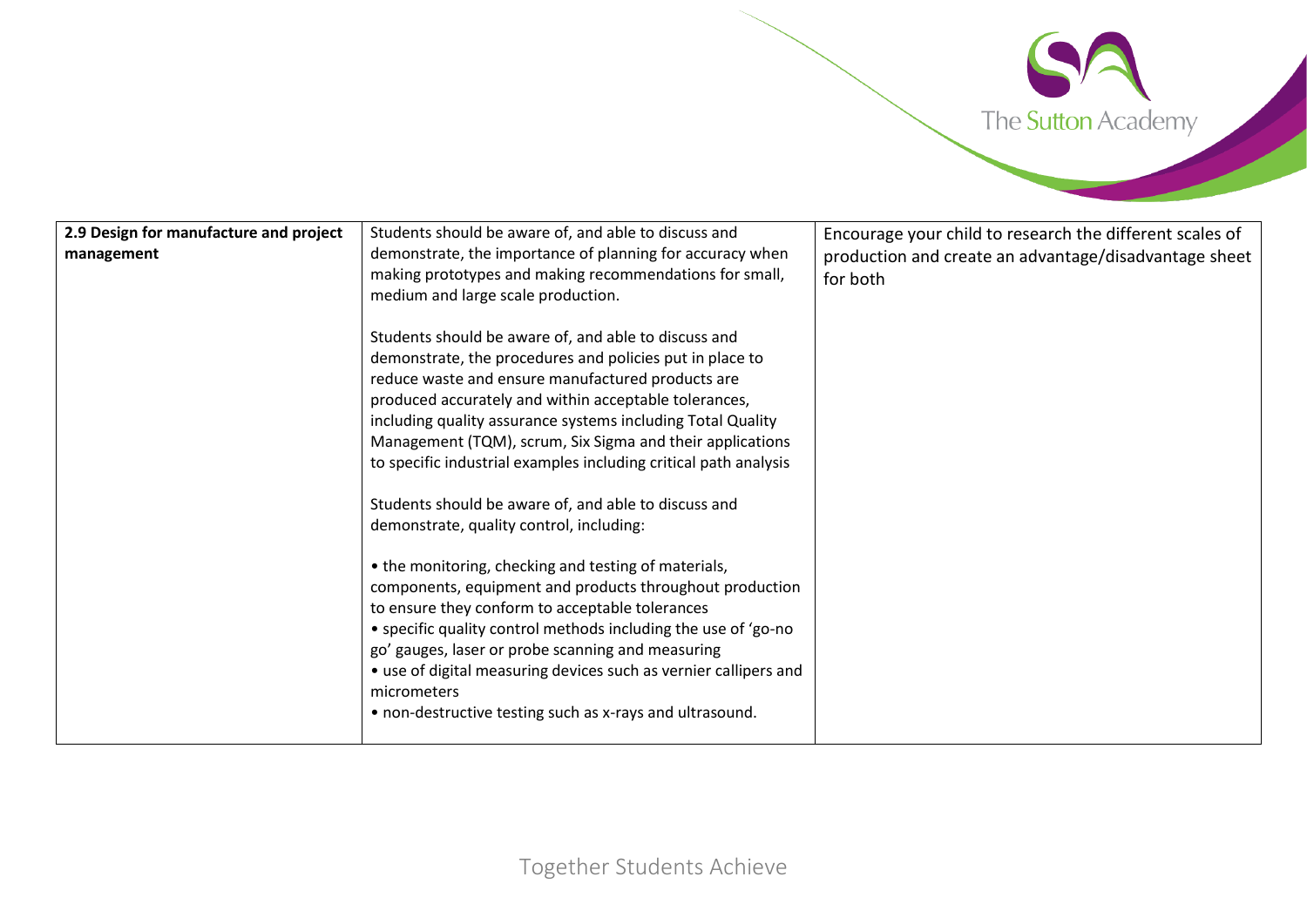| | | |
|---|---|---|
| **2.9 Design for manufacture and project management** | Students should be aware of, and able to discuss and demonstrate, the importance of planning for accuracy when making prototypes and making recommendations for small, medium and large scale production.<br><br>Students should be aware of, and able to discuss and demonstrate, the procedures and policies put in place to reduce waste and ensure manufactured products are produced accurately and within acceptable tolerances, including quality assurance systems including Total Quality Management (TQM), scrum, Six Sigma and their applications to specific industrial examples including critical path analysis<br><br>Students should be aware of, and able to discuss and demonstrate, quality control, including:<br><br>• the monitoring, checking and testing of materials, components, equipment and products throughout production to ensure they conform to acceptable tolerances<br>• specific quality control methods including the use of 'go-no go' gauges, laser or probe scanning and measuring<br>• use of digital measuring devices such as vernier callipers and micrometers<br>• non-destructive testing such as x-rays and ultrasound. | Encourage your child to research the different scales of production and create an advantage/disadvantage sheet for both |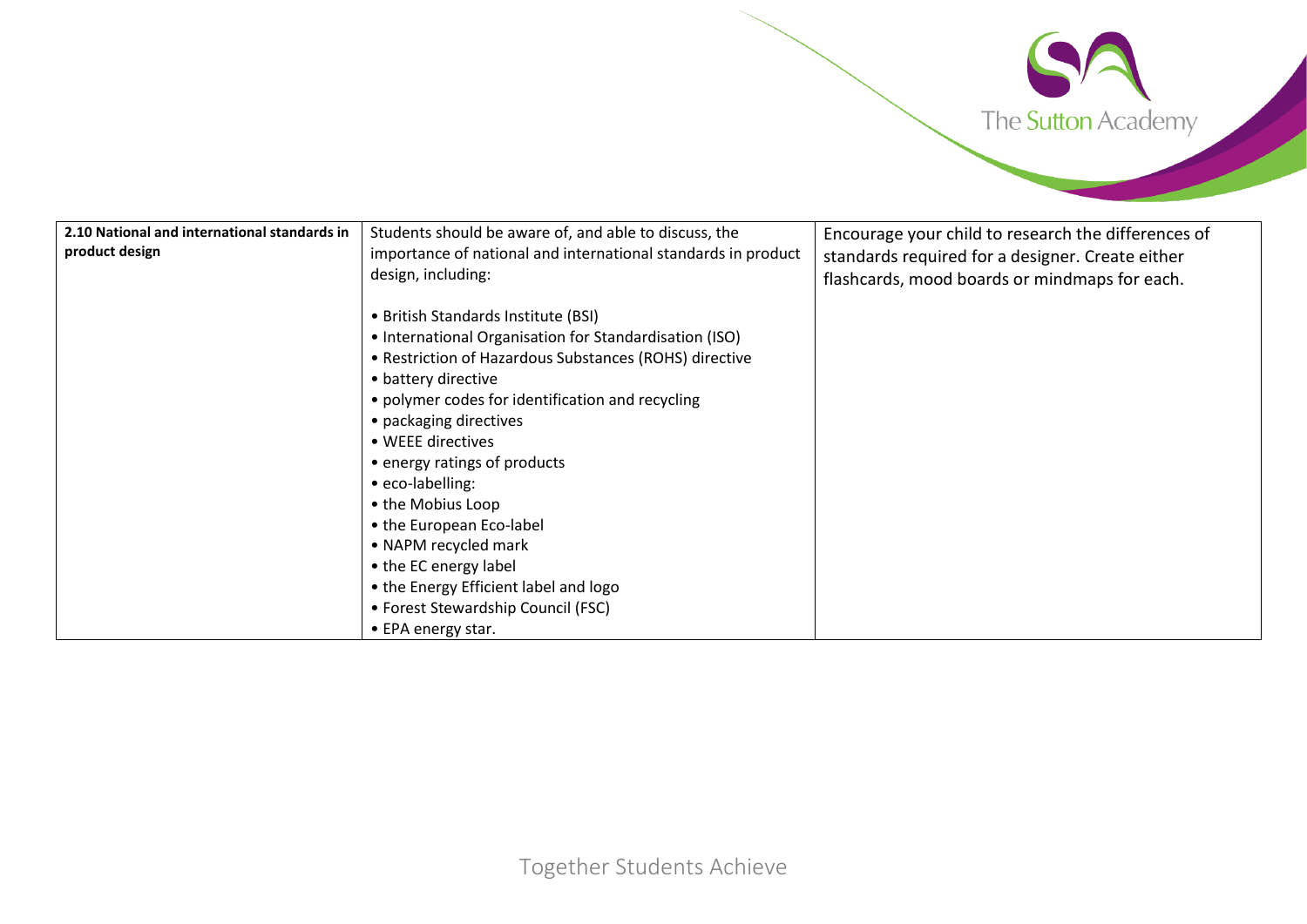| | | |
|---|---|---|
| **2.10 National and international standards in product design** | Students should be aware of, and able to discuss, the importance of national and international standards in product design, including:<br><br>• British Standards Institute (BSI)<br>• International Organisation for Standardisation (ISO)<br>• Restriction of Hazardous Substances (ROHS) directive<br>• battery directive<br>• polymer codes for identification and recycling<br>• packaging directives<br>• WEEE directives<br>• energy ratings of products<br>• eco-labelling:<br>• the Mobius Loop<br>• the European Eco-label<br>• NAPM recycled mark<br>• the EC energy label<br>• the Energy Efficient label and logo<br>• Forest Stewardship Council (FSC)<br>• EPA energy star. | Encourage your child to research the differences of standards required for a designer. Create either flashcards, mood boards or mindmaps for each. |